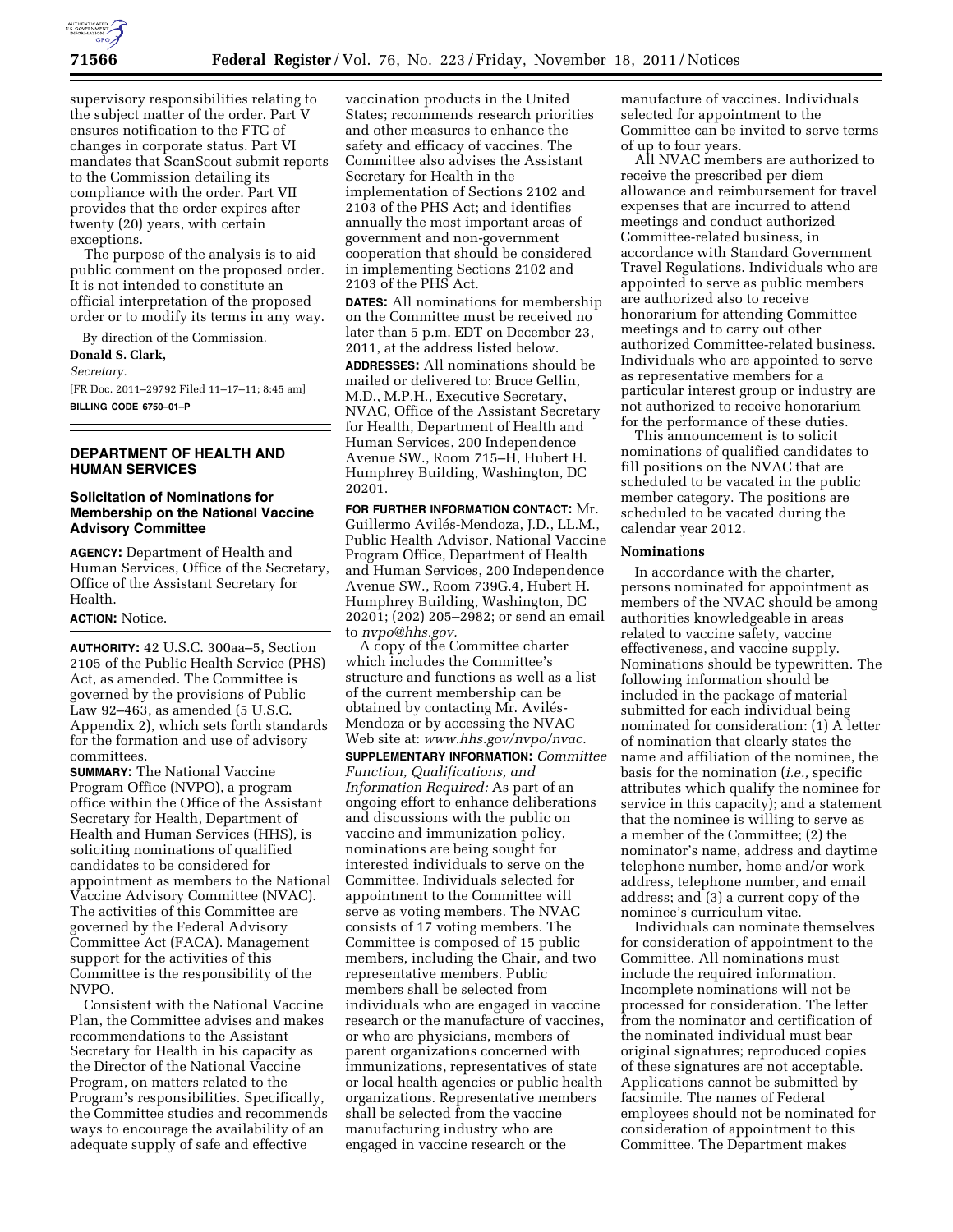supervisory responsibilities relating to the subject matter of the order. Part V ensures notification to the FTC of changes in corporate status. Part VI mandates that ScanScout submit reports to the Commission detailing its compliance with the order. Part VII provides that the order expires after twenty (20) years, with certain exceptions.

The purpose of the analysis is to aid public comment on the proposed order. It is not intended to constitute an official interpretation of the proposed order or to modify its terms in any way.

By direction of the Commission.

**Donald S. Clark,**

*Secretary.*

[FR Doc. 2011–29792 Filed 11–17–11; 8:45 am]

**BILLING CODE 6750–01–P**

---

## DEPARTMENT OF HEALTH AND HUMAN SERVICES

### Solicitation of Nominations for Membership on the National Vaccine Advisory Committee

**AGENCY:** Department of Health and Human Services, Office of the Secretary, Office of the Assistant Secretary for Health.

**ACTION:** Notice.

**AUTHORITY:** 42 U.S.C. 300aa–5, Section 2105 of the Public Health Service (PHS) Act, as amended. The Committee is governed by the provisions of Public Law 92–463, as amended (5 U.S.C. Appendix 2), which sets forth standards for the formation and use of advisory committees.

**SUMMARY:** The National Vaccine Program Office (NVPO), a program office within the Office of the Assistant Secretary for Health, Department of Health and Human Services (HHS), is soliciting nominations of qualified candidates to be considered for appointment as members to the National Vaccine Advisory Committee (NVAC). The activities of this Committee are governed by the Federal Advisory Committee Act (FACA). Management support for the activities of this Committee is the responsibility of the NVPO.

Consistent with the National Vaccine Plan, the Committee advises and makes recommendations to the Assistant Secretary for Health in his capacity as the Director of the National Vaccine Program, on matters related to the Program's responsibilities. Specifically, the Committee studies and recommends ways to encourage the availability of an adequate supply of safe and effective vaccination products in the United States; recommends research priorities and other measures to enhance the safety and efficacy of vaccines. The Committee also advises the Assistant Secretary for Health in the implementation of Sections 2102 and 2103 of the PHS Act; and identifies annually the most important areas of government and non-government cooperation that should be considered in implementing Sections 2102 and 2103 of the PHS Act.

**DATES:** All nominations for membership on the Committee must be received no later than 5 p.m. EDT on December 23, 2011, at the address listed below.

**ADDRESSES:** All nominations should be mailed or delivered to: Bruce Gellin, M.D., M.P.H., Executive Secretary, NVAC, Office of the Assistant Secretary for Health, Department of Health and Human Services, 200 Independence Avenue SW., Room 715–H, Hubert H. Humphrey Building, Washington, DC 20201.

**FOR FURTHER INFORMATION CONTACT:** Mr. Guillermo Avilés-Mendoza, J.D., LL.M., Public Health Advisor, National Vaccine Program Office, Department of Health and Human Services, 200 Independence Avenue SW., Room 739G.4, Hubert H. Humphrey Building, Washington, DC 20201; (202) 205–2982; or send an email to *nvpo@hhs.gov*.

A copy of the Committee charter which includes the Committee's structure and functions as well as a list of the current membership can be obtained by contacting Mr. Avilés-Mendoza or by accessing the NVAC Web site at: *www.hhs.gov/nvpo/nvac.*

**SUPPLEMENTARY INFORMATION:** *Committee Function, Qualifications, and Information Required:* As part of an ongoing effort to enhance deliberations and discussions with the public on vaccine and immunization policy, nominations are being sought for interested individuals to serve on the Committee. Individuals selected for appointment to the Committee will serve as voting members. The NVAC consists of 17 voting members. The Committee is composed of 15 public members, including the Chair, and two representative members. Public members shall be selected from individuals who are engaged in vaccine research or the manufacture of vaccines, or who are physicians, members of parent organizations concerned with immunizations, representatives of state or local health agencies or public health organizations. Representative members shall be selected from the vaccine manufacturing industry who are engaged in vaccine research or the manufacture of vaccines. Individuals selected for appointment to the Committee can be invited to serve terms of up to four years.

All NVAC members are authorized to receive the prescribed per diem allowance and reimbursement for travel expenses that are incurred to attend meetings and conduct authorized Committee-related business, in accordance with Standard Government Travel Regulations. Individuals who are appointed to serve as public members are authorized also to receive honorarium for attending Committee meetings and to carry out other authorized Committee-related business. Individuals who are appointed to serve as representative members for a particular interest group or industry are not authorized to receive honorarium for the performance of these duties.

This announcement is to solicit nominations of qualified candidates to fill positions on the NVAC that are scheduled to be vacated in the public member category. The positions are scheduled to be vacated during the calendar year 2012.

#### Nominations

In accordance with the charter, persons nominated for appointment as members of the NVAC should be among authorities knowledgeable in areas related to vaccine safety, vaccine effectiveness, and vaccine supply. Nominations should be typewritten. The following information should be included in the package of material submitted for each individual being nominated for consideration: (1) A letter of nomination that clearly states the name and affiliation of the nominee, the basis for the nomination (*i.e.,* specific attributes which qualify the nominee for service in this capacity); and a statement that the nominee is willing to serve as a member of the Committee; (2) the nominator's name, address and daytime telephone number, home and/or work address, telephone number, and email address; and (3) a current copy of the nominee's curriculum vitae.

Individuals can nominate themselves for consideration of appointment to the Committee. All nominations must include the required information. Incomplete nominations will not be processed for consideration. The letter from the nominator and certification of the nominated individual must bear original signatures; reproduced copies of these signatures are not acceptable. Applications cannot be submitted by facsimile. The names of Federal employees should not be nominated for consideration of appointment to this Committee. The Department makes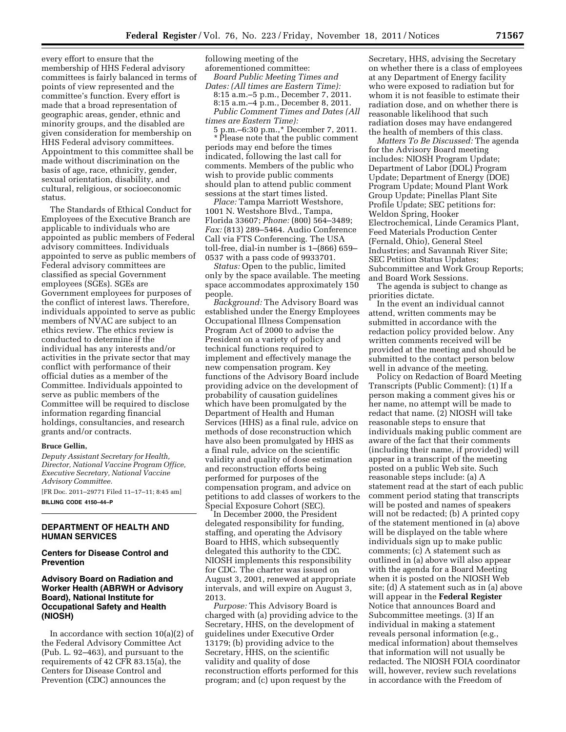every effort to ensure that the membership of HHS Federal advisory committees is fairly balanced in terms of points of view represented and the committee's function. Every effort is made that a broad representation of geographic areas, gender, ethnic and minority groups, and the disabled are given consideration for membership on HHS Federal advisory committees. Appointment to this committee shall be made without discrimination on the basis of age, race, ethnicity, gender, sexual orientation, disability, and cultural, religious, or socioeconomic status.

The Standards of Ethical Conduct for Employees of the Executive Branch are applicable to individuals who are appointed as public members of Federal advisory committees. Individuals appointed to serve as public members of Federal advisory committees are classified as special Government employees (SGEs). SGEs are Government employees for purposes of the conflict of interest laws. Therefore, individuals appointed to serve as public members of NVAC are subject to an ethics review. The ethics review is conducted to determine if the individual has any interests and/or activities in the private sector that may conflict with performance of their official duties as a member of the Committee. Individuals appointed to serve as public members of the Committee will be required to disclose information regarding financial holdings, consultancies, and research grants and/or contracts.

**Bruce Gellin,**

*Deputy Assistant Secretary for Health, Director, National Vaccine Program Office, Executive Secretary, National Vaccine Advisory Committee.*

[FR Doc. 2011–29771 Filed 11–17–11; 8:45 am]

**BILLING CODE 4150–44–P**

## DEPARTMENT OF HEALTH AND HUMAN SERVICES

### Centers for Disease Control and Prevention

### Advisory Board on Radiation and Worker Health (ABRWH or Advisory Board), National Institute for Occupational Safety and Health (NIOSH)

In accordance with section 10(a)(2) of the Federal Advisory Committee Act (Pub. L. 92–463), and pursuant to the requirements of 42 CFR 83.15(a), the Centers for Disease Control and Prevention (CDC) announces the following meeting of the aforementioned committee:

*Board Public Meeting Times and Dates: (All times are Eastern Time):*

8:15 a.m.–5 p.m., December 7, 2011.

8:15 a.m.–4 p.m., December 8, 2011.

*Public Comment Times and Dates (All times are Eastern Time):*

5 p.m.–6:30 p.m.,* December 7, 2011.

* Please note that the public comment periods may end before the times indicated, following the last call for comments. Members of the public who wish to provide public comments should plan to attend public comment sessions at the start times listed.

*Place:* Tampa Marriott Westshore, 1001 N. Westshore Blvd., Tampa, Florida 33607; *Phone:* (800) 564–3489; *Fax:* (813) 289–5464. Audio Conference Call via FTS Conferencing. The USA toll-free, dial-in number is 1–(866) 659–0537 with a pass code of 9933701.

*Status:* Open to the public, limited only by the space available. The meeting space accommodates approximately 150 people.

*Background:* The Advisory Board was established under the Energy Employees Occupational Illness Compensation Program Act of 2000 to advise the President on a variety of policy and technical functions required to implement and effectively manage the new compensation program. Key functions of the Advisory Board include providing advice on the development of probability of causation guidelines which have been promulgated by the Department of Health and Human Services (HHS) as a final rule, advice on methods of dose reconstruction which have also been promulgated by HHS as a final rule, advice on the scientific validity and quality of dose estimation and reconstruction efforts being performed for purposes of the compensation program, and advice on petitions to add classes of workers to the Special Exposure Cohort (SEC).

In December 2000, the President delegated responsibility for funding, staffing, and operating the Advisory Board to HHS, which subsequently delegated this authority to the CDC. NIOSH implements this responsibility for CDC. The charter was issued on August 3, 2001, renewed at appropriate intervals, and will expire on August 3, 2013.

*Purpose:* This Advisory Board is charged with (a) providing advice to the Secretary, HHS, on the development of guidelines under Executive Order 13179; (b) providing advice to the Secretary, HHS, on the scientific validity and quality of dose reconstruction efforts performed for this program; and (c) upon request by the Secretary, HHS, advising the Secretary on whether there is a class of employees at any Department of Energy facility who were exposed to radiation but for whom it is not feasible to estimate their radiation dose, and on whether there is reasonable likelihood that such radiation doses may have endangered the health of members of this class.

*Matters To Be Discussed:* The agenda for the Advisory Board meeting includes: NIOSH Program Update; Department of Labor (DOL) Program Update; Department of Energy (DOE) Program Update; Mound Plant Work Group Update; Pinellas Plant Site Profile Update; SEC petitions for: Weldon Spring, Hooker Electrochemical, Linde Ceramics Plant, Feed Materials Production Center (Fernald, Ohio), General Steel Industries; and Savannah River Site; SEC Petition Status Updates; Subcommittee and Work Group Reports; and Board Work Sessions.

The agenda is subject to change as priorities dictate.

In the event an individual cannot attend, written comments may be submitted in accordance with the redaction policy provided below. Any written comments received will be provided at the meeting and should be submitted to the contact person below well in advance of the meeting.

Policy on Redaction of Board Meeting Transcripts (Public Comment): (1) If a person making a comment gives his or her name, no attempt will be made to redact that name. (2) NIOSH will take reasonable steps to ensure that individuals making public comment are aware of the fact that their comments (including their name, if provided) will appear in a transcript of the meeting posted on a public Web site. Such reasonable steps include: (a) A statement read at the start of each public comment period stating that transcripts will be posted and names of speakers will not be redacted; (b) A printed copy of the statement mentioned in (a) above will be displayed on the table where individuals sign up to make public comments; (c) A statement such as outlined in (a) above will also appear with the agenda for a Board Meeting when it is posted on the NIOSH Web site; (d) A statement such as in (a) above will appear in the **Federal Register** Notice that announces Board and Subcommittee meetings. (3) If an individual in making a statement reveals personal information (e.g., medical information) about themselves that information will not usually be redacted. The NIOSH FOIA coordinator will, however, review such revelations in accordance with the Freedom of